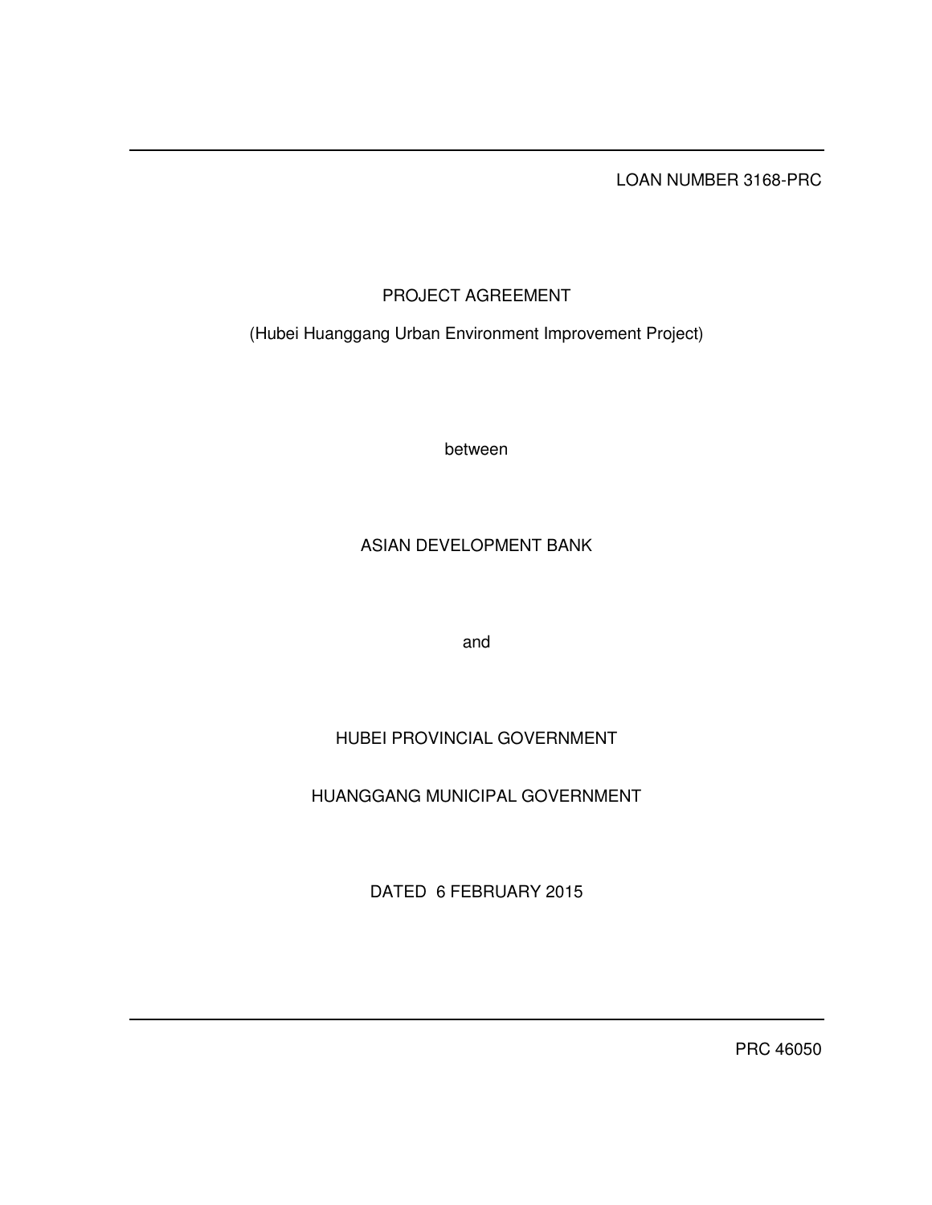LOAN NUMBER 3168-PRC

# PROJECT AGREEMENT

(Hubei Huanggang Urban Environment Improvement Project)

between

ASIAN DEVELOPMENT BANK

and

HUBEI PROVINCIAL GOVERNMENT

HUANGGANG MUNICIPAL GOVERNMENT

DATED 6 FEBRUARY 2015

PRC 46050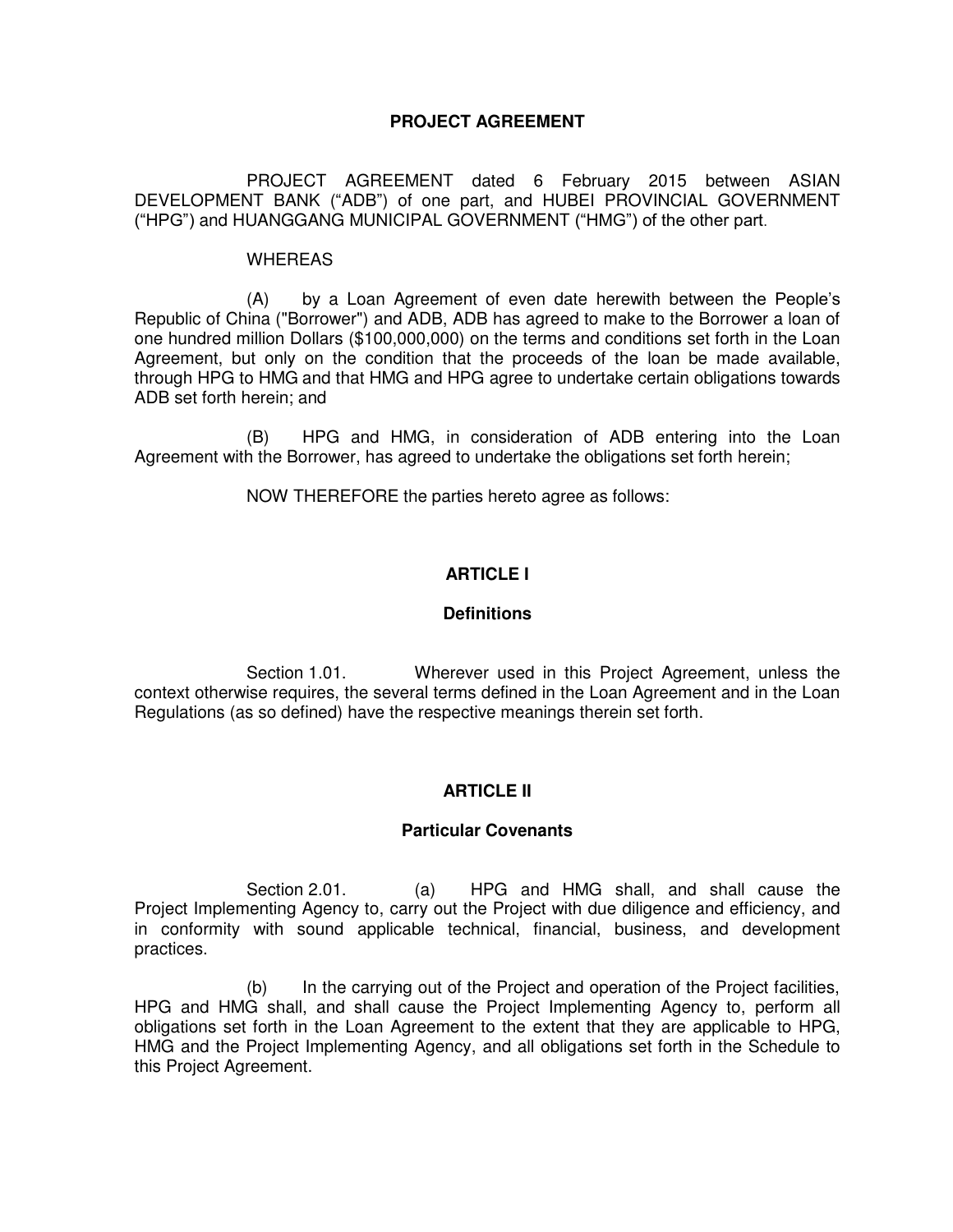# PROJECT AGREEMENT

PROJECT AGREEMENT dated 6 February 2015 between ASIAN DEVELOPMENT BANK ("ADB") of one part, and HUBEI PROVINCIAL GOVERNMENT ("HPG") and HUANGGANG MUNICIPAL GOVERNMENT ("HMG") of the other part.

WHEREAS

(A) by a Loan Agreement of even date herewith between the People's Republic of China ("Borrower") and ADB, ADB has agreed to make to the Borrower a loan of one hundred million Dollars ($100,000,000) on the terms and conditions set forth in the Loan Agreement, but only on the condition that the proceeds of the loan be made available, through HPG to HMG and that HMG and HPG agree to undertake certain obligations towards ADB set forth herein; and

(B) HPG and HMG, in consideration of ADB entering into the Loan Agreement with the Borrower, has agreed to undertake the obligations set forth herein;

NOW THEREFORE the parties hereto agree as follows:

## ARTICLE I

### Definitions

Section 1.01. Wherever used in this Project Agreement, unless the context otherwise requires, the several terms defined in the Loan Agreement and in the Loan Regulations (as so defined) have the respective meanings therein set forth.

## ARTICLE II

### Particular Covenants

Section 2.01. (a) HPG and HMG shall, and shall cause the Project Implementing Agency to, carry out the Project with due diligence and efficiency, and in conformity with sound applicable technical, financial, business, and development practices.

(b) In the carrying out of the Project and operation of the Project facilities, HPG and HMG shall, and shall cause the Project Implementing Agency to, perform all obligations set forth in the Loan Agreement to the extent that they are applicable to HPG, HMG and the Project Implementing Agency, and all obligations set forth in the Schedule to this Project Agreement.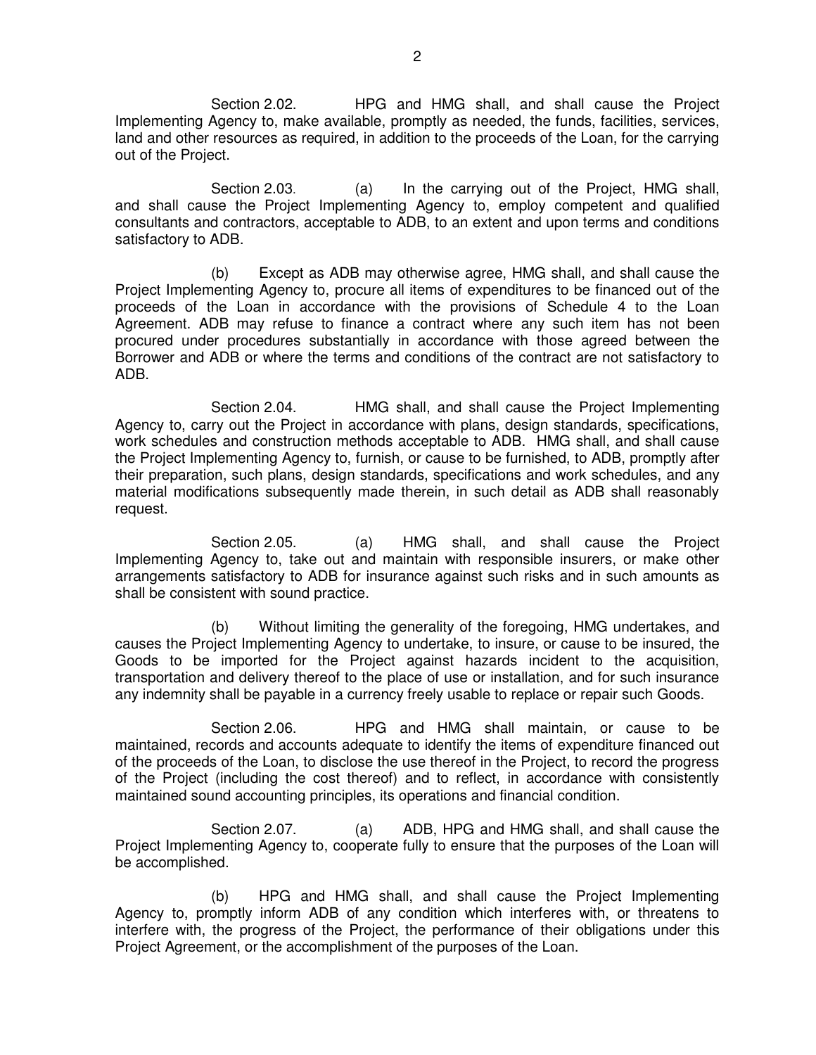Section 2.02. HPG and HMG shall, and shall cause the Project Implementing Agency to, make available, promptly as needed, the funds, facilities, services, land and other resources as required, in addition to the proceeds of the Loan, for the carrying out of the Project.

Section 2.03. (a) In the carrying out of the Project, HMG shall, and shall cause the Project Implementing Agency to, employ competent and qualified consultants and contractors, acceptable to ADB, to an extent and upon terms and conditions satisfactory to ADB.

(b) Except as ADB may otherwise agree, HMG shall, and shall cause the Project Implementing Agency to, procure all items of expenditures to be financed out of the proceeds of the Loan in accordance with the provisions of Schedule 4 to the Loan Agreement. ADB may refuse to finance a contract where any such item has not been procured under procedures substantially in accordance with those agreed between the Borrower and ADB or where the terms and conditions of the contract are not satisfactory to ADB.

Section 2.04. HMG shall, and shall cause the Project Implementing Agency to, carry out the Project in accordance with plans, design standards, specifications, work schedules and construction methods acceptable to ADB. HMG shall, and shall cause the Project Implementing Agency to, furnish, or cause to be furnished, to ADB, promptly after their preparation, such plans, design standards, specifications and work schedules, and any material modifications subsequently made therein, in such detail as ADB shall reasonably request.

Section 2.05. (a) HMG shall, and shall cause the Project Implementing Agency to, take out and maintain with responsible insurers, or make other arrangements satisfactory to ADB for insurance against such risks and in such amounts as shall be consistent with sound practice.

(b) Without limiting the generality of the foregoing, HMG undertakes, and causes the Project Implementing Agency to undertake, to insure, or cause to be insured, the Goods to be imported for the Project against hazards incident to the acquisition, transportation and delivery thereof to the place of use or installation, and for such insurance any indemnity shall be payable in a currency freely usable to replace or repair such Goods.

Section 2.06. HPG and HMG shall maintain, or cause to be maintained, records and accounts adequate to identify the items of expenditure financed out of the proceeds of the Loan, to disclose the use thereof in the Project, to record the progress of the Project (including the cost thereof) and to reflect, in accordance with consistently maintained sound accounting principles, its operations and financial condition.

Section 2.07. (a) ADB, HPG and HMG shall, and shall cause the Project Implementing Agency to, cooperate fully to ensure that the purposes of the Loan will be accomplished.

(b) HPG and HMG shall, and shall cause the Project Implementing Agency to, promptly inform ADB of any condition which interferes with, or threatens to interfere with, the progress of the Project, the performance of their obligations under this Project Agreement, or the accomplishment of the purposes of the Loan.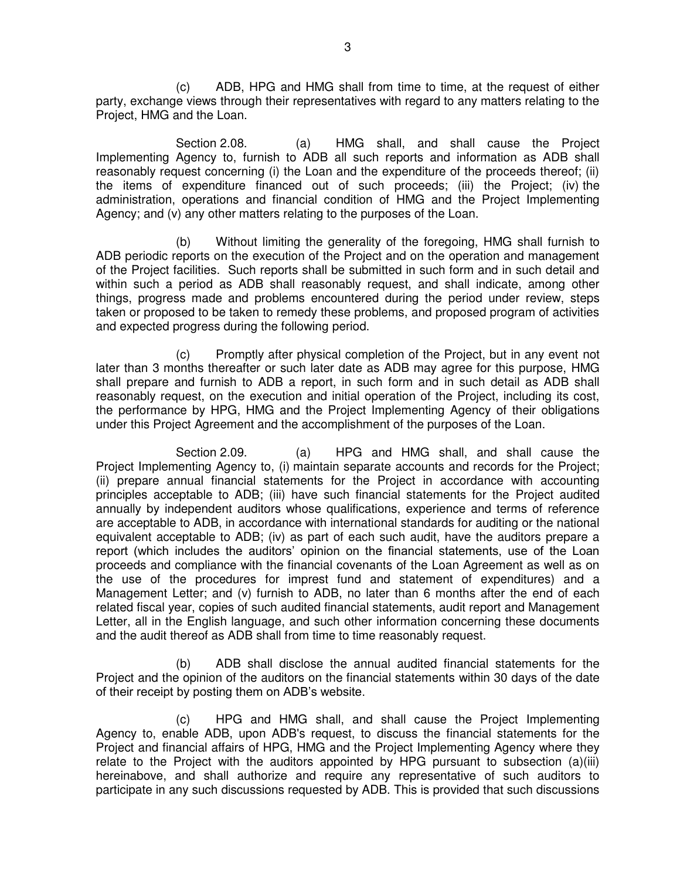(c) ADB, HPG and HMG shall from time to time, at the request of either party, exchange views through their representatives with regard to any matters relating to the Project, HMG and the Loan.

Section 2.08. (a) HMG shall, and shall cause the Project Implementing Agency to, furnish to ADB all such reports and information as ADB shall reasonably request concerning (i) the Loan and the expenditure of the proceeds thereof; (ii) the items of expenditure financed out of such proceeds; (iii) the Project; (iv) the administration, operations and financial condition of HMG and the Project Implementing Agency; and (v) any other matters relating to the purposes of the Loan.

(b) Without limiting the generality of the foregoing, HMG shall furnish to ADB periodic reports on the execution of the Project and on the operation and management of the Project facilities. Such reports shall be submitted in such form and in such detail and within such a period as ADB shall reasonably request, and shall indicate, among other things, progress made and problems encountered during the period under review, steps taken or proposed to be taken to remedy these problems, and proposed program of activities and expected progress during the following period.

(c) Promptly after physical completion of the Project, but in any event not later than 3 months thereafter or such later date as ADB may agree for this purpose, HMG shall prepare and furnish to ADB a report, in such form and in such detail as ADB shall reasonably request, on the execution and initial operation of the Project, including its cost, the performance by HPG, HMG and the Project Implementing Agency of their obligations under this Project Agreement and the accomplishment of the purposes of the Loan.

Section 2.09. (a) HPG and HMG shall, and shall cause the Project Implementing Agency to, (i) maintain separate accounts and records for the Project; (ii) prepare annual financial statements for the Project in accordance with accounting principles acceptable to ADB; (iii) have such financial statements for the Project audited annually by independent auditors whose qualifications, experience and terms of reference are acceptable to ADB, in accordance with international standards for auditing or the national equivalent acceptable to ADB; (iv) as part of each such audit, have the auditors prepare a report (which includes the auditors' opinion on the financial statements, use of the Loan proceeds and compliance with the financial covenants of the Loan Agreement as well as on the use of the procedures for imprest fund and statement of expenditures) and a Management Letter; and (v) furnish to ADB, no later than 6 months after the end of each related fiscal year, copies of such audited financial statements, audit report and Management Letter, all in the English language, and such other information concerning these documents and the audit thereof as ADB shall from time to time reasonably request.

(b) ADB shall disclose the annual audited financial statements for the Project and the opinion of the auditors on the financial statements within 30 days of the date of their receipt by posting them on ADB's website.

(c) HPG and HMG shall, and shall cause the Project Implementing Agency to, enable ADB, upon ADB's request, to discuss the financial statements for the Project and financial affairs of HPG, HMG and the Project Implementing Agency where they relate to the Project with the auditors appointed by HPG pursuant to subsection (a)(iii) hereinabove, and shall authorize and require any representative of such auditors to participate in any such discussions requested by ADB. This is provided that such discussions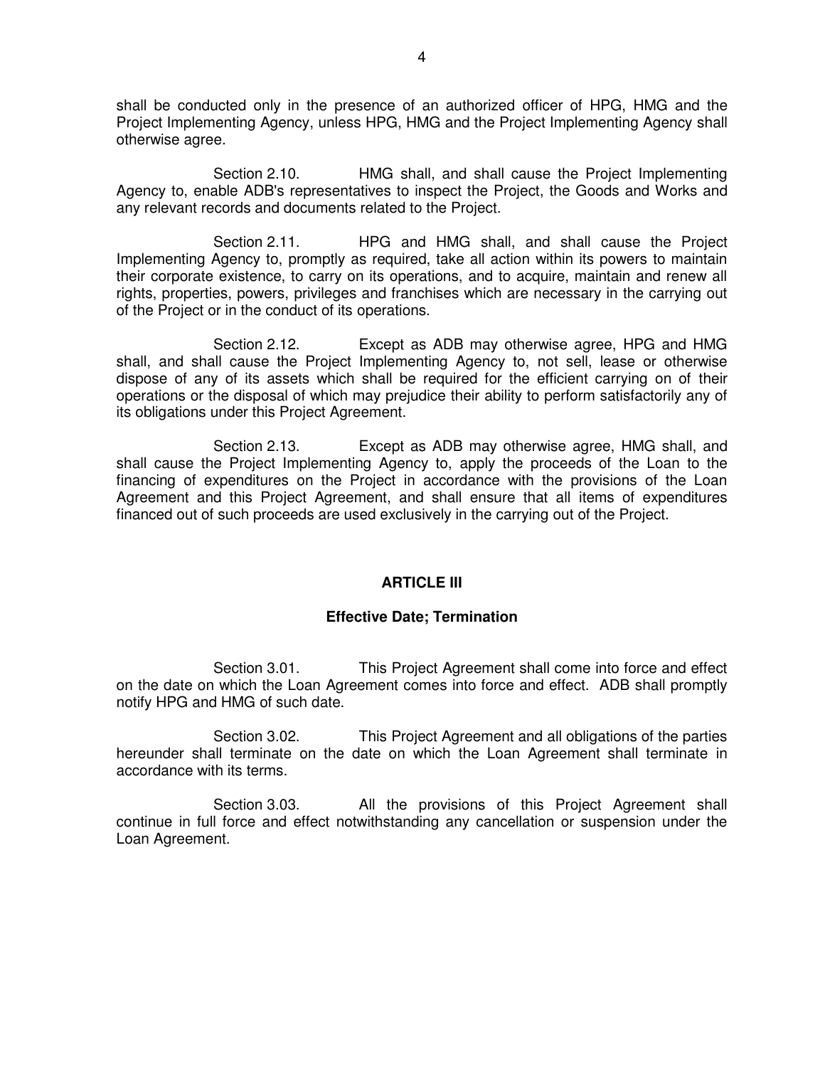shall be conducted only in the presence of an authorized officer of HPG, HMG and the Project Implementing Agency, unless HPG, HMG and the Project Implementing Agency shall otherwise agree.

Section 2.10. HMG shall, and shall cause the Project Implementing Agency to, enable ADB's representatives to inspect the Project, the Goods and Works and any relevant records and documents related to the Project.

Section 2.11. HPG and HMG shall, and shall cause the Project Implementing Agency to, promptly as required, take all action within its powers to maintain their corporate existence, to carry on its operations, and to acquire, maintain and renew all rights, properties, powers, privileges and franchises which are necessary in the carrying out of the Project or in the conduct of its operations.

Section 2.12. Except as ADB may otherwise agree, HPG and HMG shall, and shall cause the Project Implementing Agency to, not sell, lease or otherwise dispose of any of its assets which shall be required for the efficient carrying on of their operations or the disposal of which may prejudice their ability to perform satisfactorily any of its obligations under this Project Agreement.

Section 2.13. Except as ADB may otherwise agree, HMG shall, and shall cause the Project Implementing Agency to, apply the proceeds of the Loan to the financing of expenditures on the Project in accordance with the provisions of the Loan Agreement and this Project Agreement, and shall ensure that all items of expenditures financed out of such proceeds are used exclusively in the carrying out of the Project.

## ARTICLE III

### Effective Date; Termination

Section 3.01. This Project Agreement shall come into force and effect on the date on which the Loan Agreement comes into force and effect. ADB shall promptly notify HPG and HMG of such date.

Section 3.02. This Project Agreement and all obligations of the parties hereunder shall terminate on the date on which the Loan Agreement shall terminate in accordance with its terms.

Section 3.03. All the provisions of this Project Agreement shall continue in full force and effect notwithstanding any cancellation or suspension under the Loan Agreement.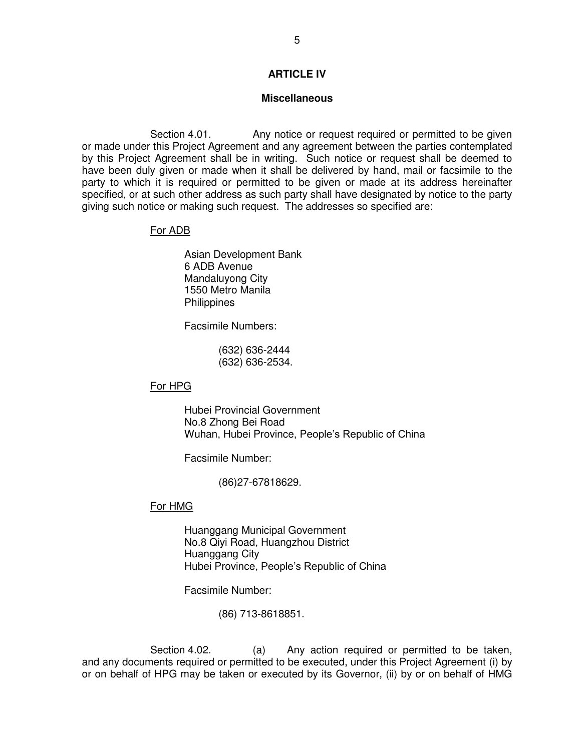## ARTICLE IV

### Miscellaneous

Section 4.01. Any notice or request required or permitted to be given or made under this Project Agreement and any agreement between the parties contemplated by this Project Agreement shall be in writing. Such notice or request shall be deemed to have been duly given or made when it shall be delivered by hand, mail or facsimile to the party to which it is required or permitted to be given or made at its address hereinafter specified, or at such other address as such party shall have designated by notice to the party giving such notice or making such request. The addresses so specified are:

For ADB

Asian Development Bank
6 ADB Avenue
Mandaluyong City
1550 Metro Manila
Philippines

Facsimile Numbers:

(632) 636-2444
(632) 636-2534.

For HPG

Hubei Provincial Government
No.8 Zhong Bei Road
Wuhan, Hubei Province, People's Republic of China

Facsimile Number:

(86)27-67818629.

For HMG

Huanggang Municipal Government
No.8 Qiyi Road, Huangzhou District
Huanggang City
Hubei Province, People's Republic of China

Facsimile Number:

(86) 713-8618851.

Section 4.02. (a) Any action required or permitted to be taken, and any documents required or permitted to be executed, under this Project Agreement (i) by or on behalf of HPG may be taken or executed by its Governor, (ii) by or on behalf of HMG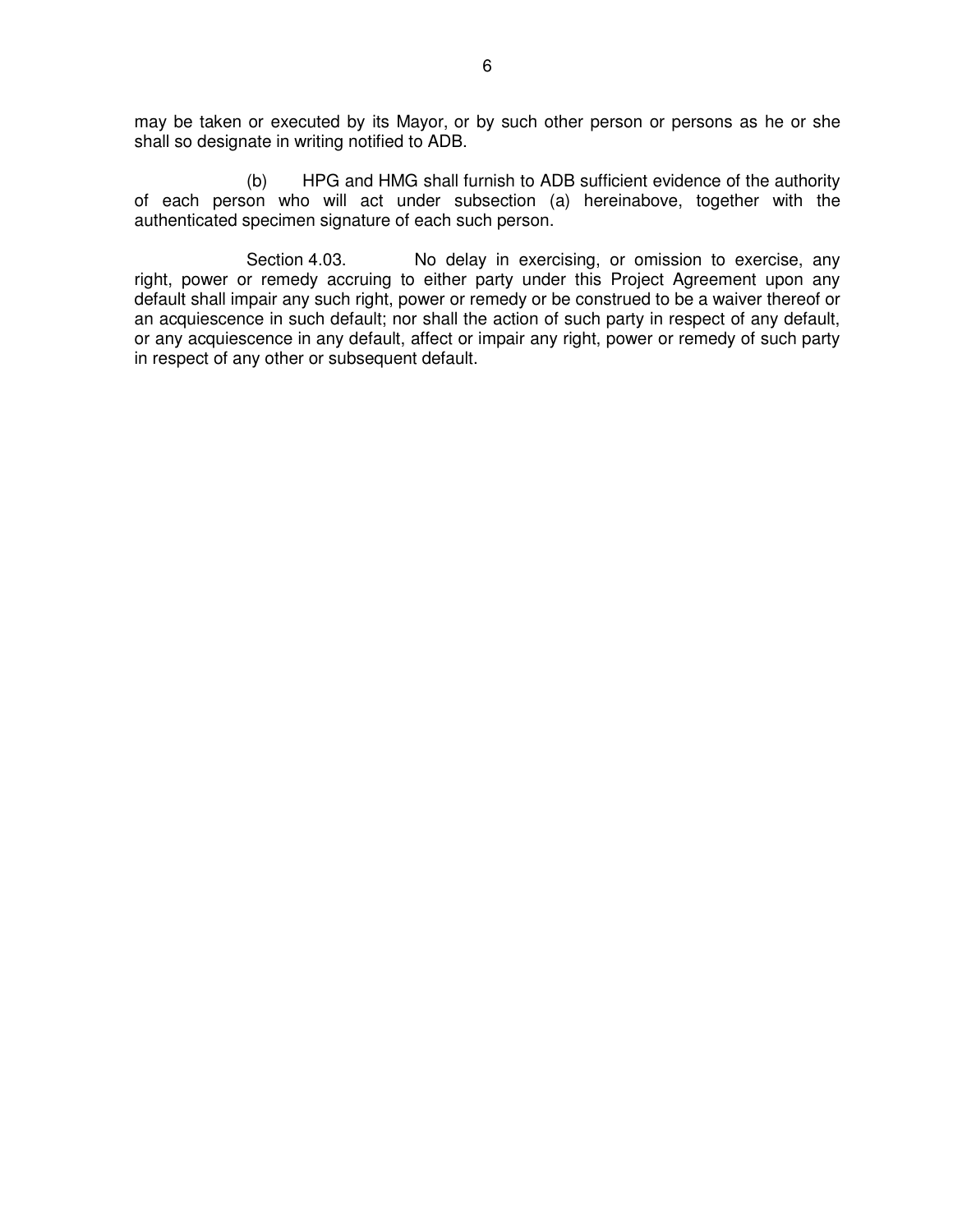may be taken or executed by its Mayor, or by such other person or persons as he or she shall so designate in writing notified to ADB.

(b) HPG and HMG shall furnish to ADB sufficient evidence of the authority of each person who will act under subsection (a) hereinabove, together with the authenticated specimen signature of each such person.

Section 4.03. No delay in exercising, or omission to exercise, any right, power or remedy accruing to either party under this Project Agreement upon any default shall impair any such right, power or remedy or be construed to be a waiver thereof or an acquiescence in such default; nor shall the action of such party in respect of any default, or any acquiescence in any default, affect or impair any right, power or remedy of such party in respect of any other or subsequent default.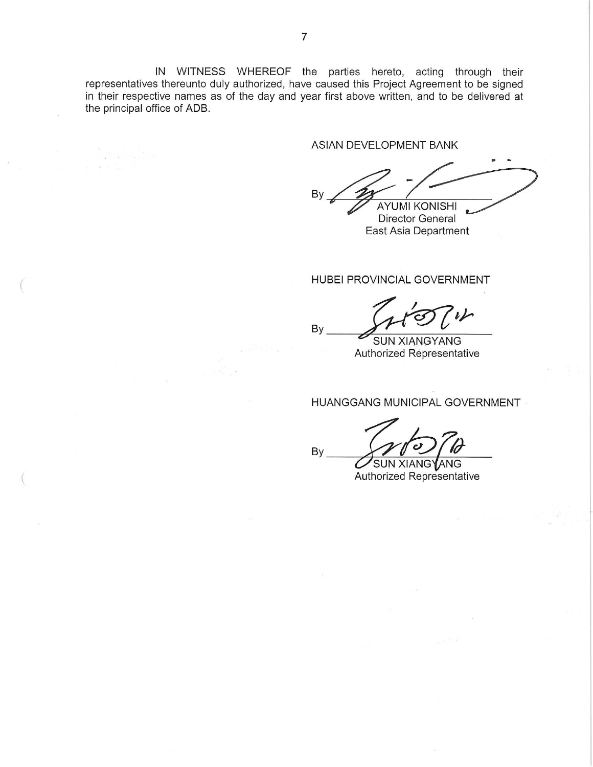IN WITNESS WHEREOF the parties hereto, acting through their representatives thereunto duly authorized, have caused this Project Agreement to be signed in their respective names as of the day and year first above written, and to be delivered at the principal office of ADB.

ASIAN DEVELOPMENT BANK

By ______________________
AYUMI KONISHI
Director General
East Asia Department

HUBEI PROVINCIAL GOVERNMENT

By ______________________
SUN XIANGYANG
Authorized Representative

HUANGGANG MUNICIPAL GOVERNMENT

By ______________________
SUN XIANGYANG
Authorized Representative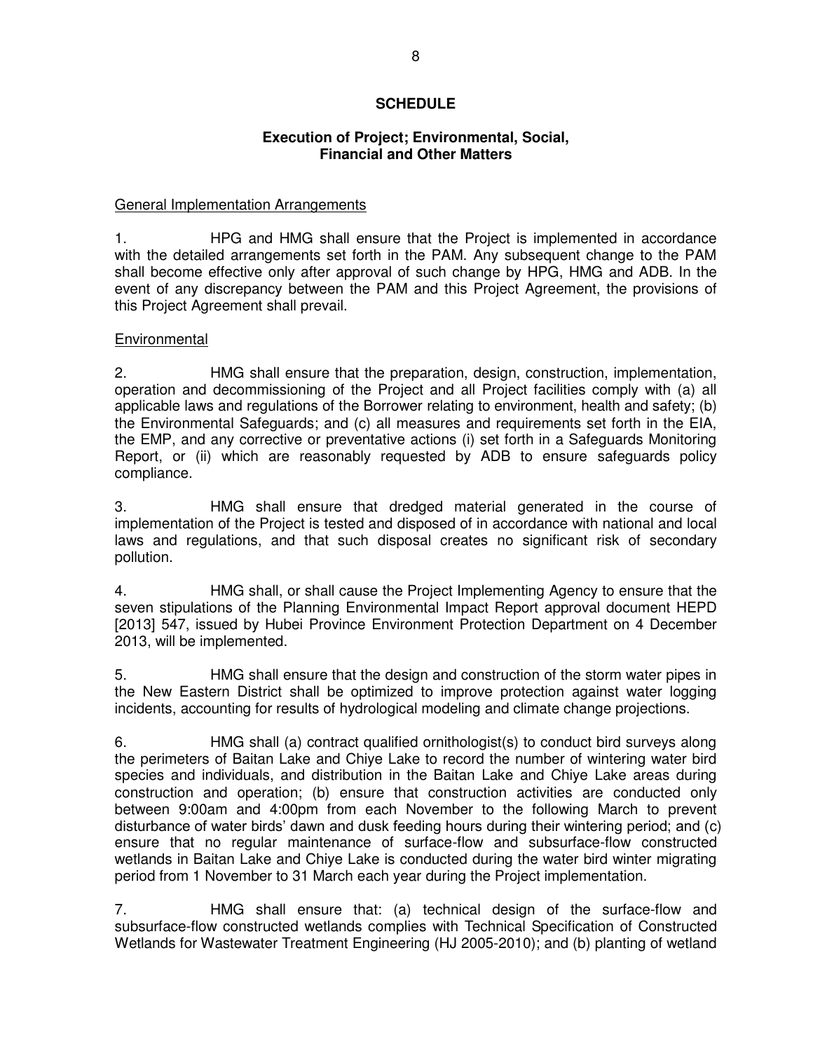## SCHEDULE

### Execution of Project; Environmental, Social, Financial and Other Matters

General Implementation Arrangements

1. HPG and HMG shall ensure that the Project is implemented in accordance with the detailed arrangements set forth in the PAM. Any subsequent change to the PAM shall become effective only after approval of such change by HPG, HMG and ADB. In the event of any discrepancy between the PAM and this Project Agreement, the provisions of this Project Agreement shall prevail.

Environmental

2. HMG shall ensure that the preparation, design, construction, implementation, operation and decommissioning of the Project and all Project facilities comply with (a) all applicable laws and regulations of the Borrower relating to environment, health and safety; (b) the Environmental Safeguards; and (c) all measures and requirements set forth in the EIA, the EMP, and any corrective or preventative actions (i) set forth in a Safeguards Monitoring Report, or (ii) which are reasonably requested by ADB to ensure safeguards policy compliance.

3. HMG shall ensure that dredged material generated in the course of implementation of the Project is tested and disposed of in accordance with national and local laws and regulations, and that such disposal creates no significant risk of secondary pollution.

4. HMG shall, or shall cause the Project Implementing Agency to ensure that the seven stipulations of the Planning Environmental Impact Report approval document HEPD [2013] 547, issued by Hubei Province Environment Protection Department on 4 December 2013, will be implemented.

5. HMG shall ensure that the design and construction of the storm water pipes in the New Eastern District shall be optimized to improve protection against water logging incidents, accounting for results of hydrological modeling and climate change projections.

6. HMG shall (a) contract qualified ornithologist(s) to conduct bird surveys along the perimeters of Baitan Lake and Chiye Lake to record the number of wintering water bird species and individuals, and distribution in the Baitan Lake and Chiye Lake areas during construction and operation; (b) ensure that construction activities are conducted only between 9:00am and 4:00pm from each November to the following March to prevent disturbance of water birds' dawn and dusk feeding hours during their wintering period; and (c) ensure that no regular maintenance of surface-flow and subsurface-flow constructed wetlands in Baitan Lake and Chiye Lake is conducted during the water bird winter migrating period from 1 November to 31 March each year during the Project implementation.

7. HMG shall ensure that: (a) technical design of the surface-flow and subsurface-flow constructed wetlands complies with Technical Specification of Constructed Wetlands for Wastewater Treatment Engineering (HJ 2005-2010); and (b) planting of wetland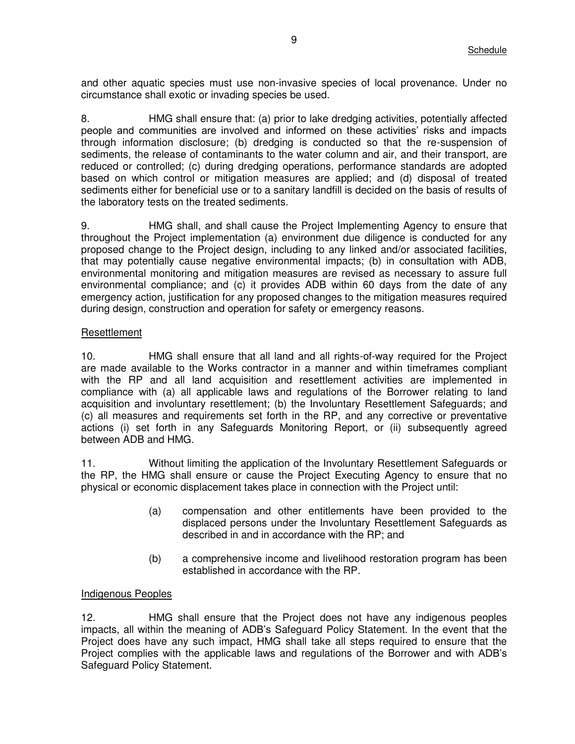and other aquatic species must use non-invasive species of local provenance. Under no circumstance shall exotic or invading species be used.

8. HMG shall ensure that: (a) prior to lake dredging activities, potentially affected people and communities are involved and informed on these activities' risks and impacts through information disclosure; (b) dredging is conducted so that the re-suspension of sediments, the release of contaminants to the water column and air, and their transport, are reduced or controlled; (c) during dredging operations, performance standards are adopted based on which control or mitigation measures are applied; and (d) disposal of treated sediments either for beneficial use or to a sanitary landfill is decided on the basis of results of the laboratory tests on the treated sediments.

9. HMG shall, and shall cause the Project Implementing Agency to ensure that throughout the Project implementation (a) environment due diligence is conducted for any proposed change to the Project design, including to any linked and/or associated facilities, that may potentially cause negative environmental impacts; (b) in consultation with ADB, environmental monitoring and mitigation measures are revised as necessary to assure full environmental compliance; and (c) it provides ADB within 60 days from the date of any emergency action, justification for any proposed changes to the mitigation measures required during design, construction and operation for safety or emergency reasons.

<u>Resettlement</u>

10. HMG shall ensure that all land and all rights-of-way required for the Project are made available to the Works contractor in a manner and within timeframes compliant with the RP and all land acquisition and resettlement activities are implemented in compliance with (a) all applicable laws and regulations of the Borrower relating to land acquisition and involuntary resettlement; (b) the Involuntary Resettlement Safeguards; and (c) all measures and requirements set forth in the RP, and any corrective or preventative actions (i) set forth in any Safeguards Monitoring Report, or (ii) subsequently agreed between ADB and HMG.

11. Without limiting the application of the Involuntary Resettlement Safeguards or the RP, the HMG shall ensure or cause the Project Executing Agency to ensure that no physical or economic displacement takes place in connection with the Project until:

(a) compensation and other entitlements have been provided to the displaced persons under the Involuntary Resettlement Safeguards as described in and in accordance with the RP; and

(b) a comprehensive income and livelihood restoration program has been established in accordance with the RP.

<u>Indigenous Peoples</u>

12. HMG shall ensure that the Project does not have any indigenous peoples impacts, all within the meaning of ADB's Safeguard Policy Statement. In the event that the Project does have any such impact, HMG shall take all steps required to ensure that the Project complies with the applicable laws and regulations of the Borrower and with ADB's Safeguard Policy Statement.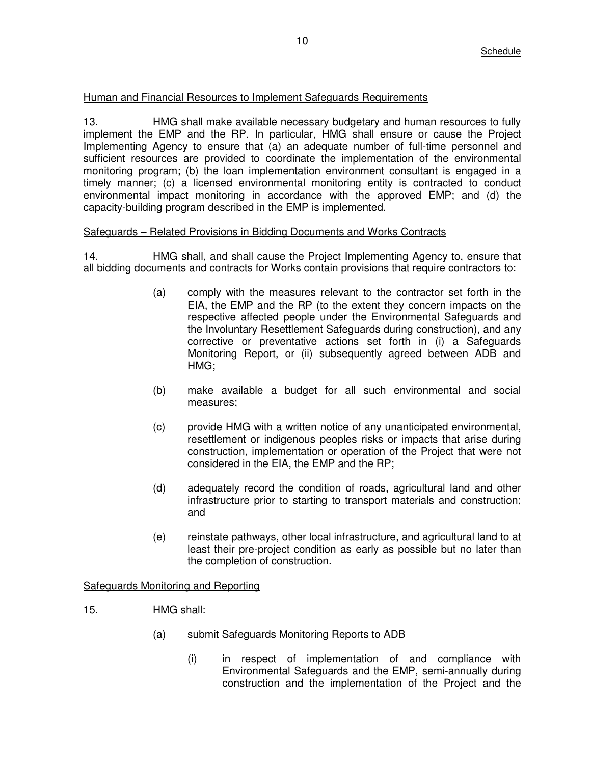Human and Financial Resources to Implement Safeguards Requirements

13. HMG shall make available necessary budgetary and human resources to fully implement the EMP and the RP. In particular, HMG shall ensure or cause the Project Implementing Agency to ensure that (a) an adequate number of full-time personnel and sufficient resources are provided to coordinate the implementation of the environmental monitoring program; (b) the loan implementation environment consultant is engaged in a timely manner; (c) a licensed environmental monitoring entity is contracted to conduct environmental impact monitoring in accordance with the approved EMP; and (d) the capacity-building program described in the EMP is implemented.

Safeguards – Related Provisions in Bidding Documents and Works Contracts

14. HMG shall, and shall cause the Project Implementing Agency to, ensure that all bidding documents and contracts for Works contain provisions that require contractors to:

(a) comply with the measures relevant to the contractor set forth in the EIA, the EMP and the RP (to the extent they concern impacts on the respective affected people under the Environmental Safeguards and the Involuntary Resettlement Safeguards during construction), and any corrective or preventative actions set forth in (i) a Safeguards Monitoring Report, or (ii) subsequently agreed between ADB and HMG;

(b) make available a budget for all such environmental and social measures;

(c) provide HMG with a written notice of any unanticipated environmental, resettlement or indigenous peoples risks or impacts that arise during construction, implementation or operation of the Project that were not considered in the EIA, the EMP and the RP;

(d) adequately record the condition of roads, agricultural land and other infrastructure prior to starting to transport materials and construction; and

(e) reinstate pathways, other local infrastructure, and agricultural land to at least their pre-project condition as early as possible but no later than the completion of construction.

Safeguards Monitoring and Reporting

15. HMG shall:

(a) submit Safeguards Monitoring Reports to ADB

(i) in respect of implementation of and compliance with Environmental Safeguards and the EMP, semi-annually during construction and the implementation of the Project and the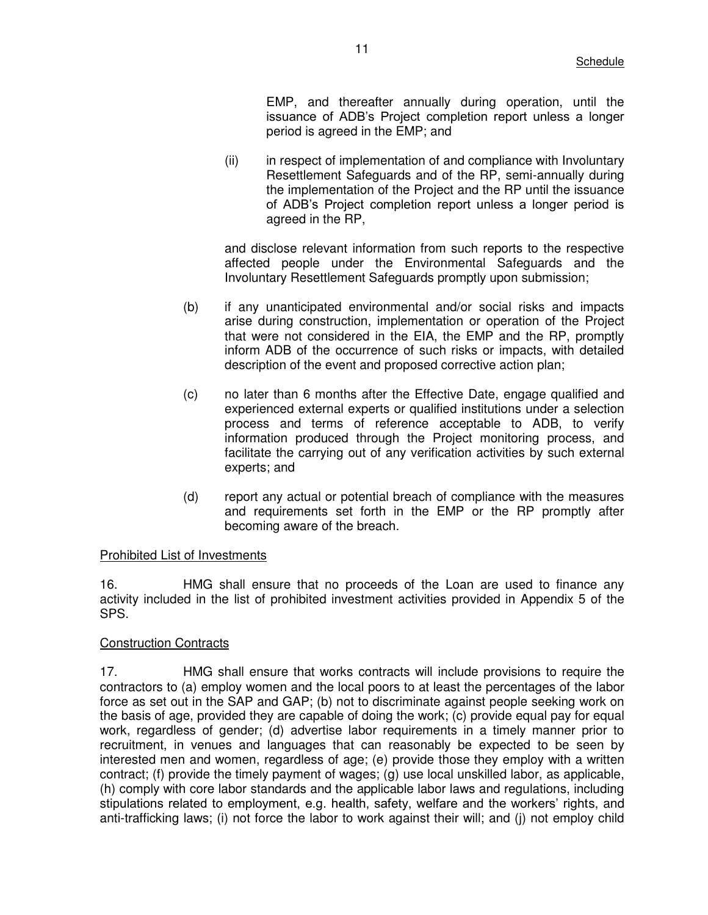EMP, and thereafter annually during operation, until the issuance of ADB's Project completion report unless a longer period is agreed in the EMP; and

(ii) in respect of implementation of and compliance with Involuntary Resettlement Safeguards and of the RP, semi-annually during the implementation of the Project and the RP until the issuance of ADB's Project completion report unless a longer period is agreed in the RP,

and disclose relevant information from such reports to the respective affected people under the Environmental Safeguards and the Involuntary Resettlement Safeguards promptly upon submission;

(b) if any unanticipated environmental and/or social risks and impacts arise during construction, implementation or operation of the Project that were not considered in the EIA, the EMP and the RP, promptly inform ADB of the occurrence of such risks or impacts, with detailed description of the event and proposed corrective action plan;

(c) no later than 6 months after the Effective Date, engage qualified and experienced external experts or qualified institutions under a selection process and terms of reference acceptable to ADB, to verify information produced through the Project monitoring process, and facilitate the carrying out of any verification activities by such external experts; and

(d) report any actual or potential breach of compliance with the measures and requirements set forth in the EMP or the RP promptly after becoming aware of the breach.

<u>Prohibited List of Investments</u>

16. HMG shall ensure that no proceeds of the Loan are used to finance any activity included in the list of prohibited investment activities provided in Appendix 5 of the SPS.

<u>Construction Contracts</u>

17. HMG shall ensure that works contracts will include provisions to require the contractors to (a) employ women and the local poors to at least the percentages of the labor force as set out in the SAP and GAP; (b) not to discriminate against people seeking work on the basis of age, provided they are capable of doing the work; (c) provide equal pay for equal work, regardless of gender; (d) advertise labor requirements in a timely manner prior to recruitment, in venues and languages that can reasonably be expected to be seen by interested men and women, regardless of age; (e) provide those they employ with a written contract; (f) provide the timely payment of wages; (g) use local unskilled labor, as applicable, (h) comply with core labor standards and the applicable labor laws and regulations, including stipulations related to employment, e.g. health, safety, welfare and the workers' rights, and anti-trafficking laws; (i) not force the labor to work against their will; and (j) not employ child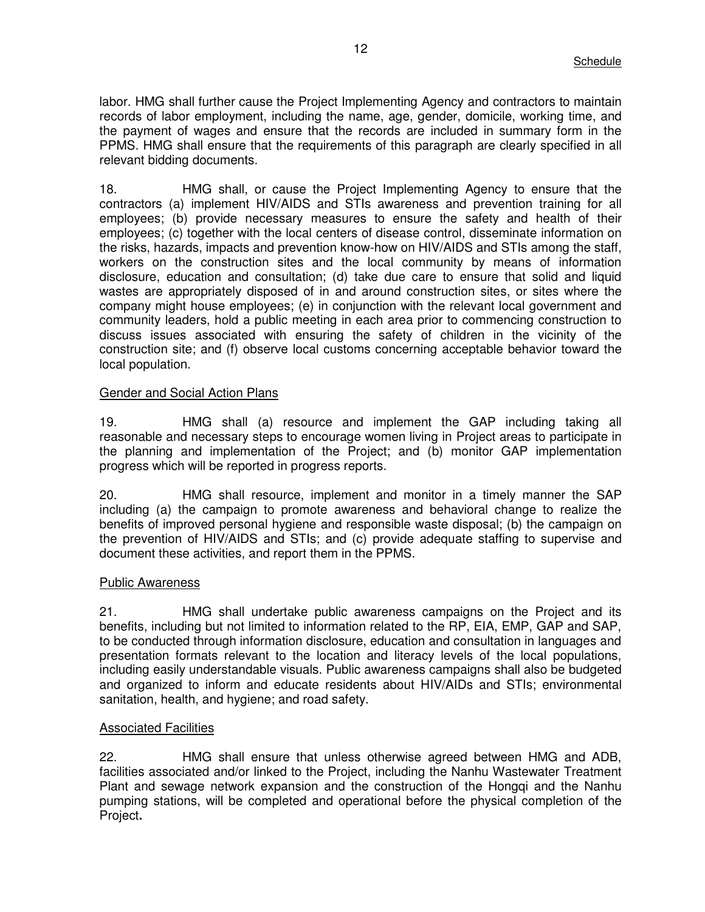labor. HMG shall further cause the Project Implementing Agency and contractors to maintain records of labor employment, including the name, age, gender, domicile, working time, and the payment of wages and ensure that the records are included in summary form in the PPMS. HMG shall ensure that the requirements of this paragraph are clearly specified in all relevant bidding documents.

18. HMG shall, or cause the Project Implementing Agency to ensure that the contractors (a) implement HIV/AIDS and STIs awareness and prevention training for all employees; (b) provide necessary measures to ensure the safety and health of their employees; (c) together with the local centers of disease control, disseminate information on the risks, hazards, impacts and prevention know-how on HIV/AIDS and STIs among the staff, workers on the construction sites and the local community by means of information disclosure, education and consultation; (d) take due care to ensure that solid and liquid wastes are appropriately disposed of in and around construction sites, or sites where the company might house employees; (e) in conjunction with the relevant local government and community leaders, hold a public meeting in each area prior to commencing construction to discuss issues associated with ensuring the safety of children in the vicinity of the construction site; and (f) observe local customs concerning acceptable behavior toward the local population.

Gender and Social Action Plans

19. HMG shall (a) resource and implement the GAP including taking all reasonable and necessary steps to encourage women living in Project areas to participate in the planning and implementation of the Project; and (b) monitor GAP implementation progress which will be reported in progress reports.

20. HMG shall resource, implement and monitor in a timely manner the SAP including (a) the campaign to promote awareness and behavioral change to realize the benefits of improved personal hygiene and responsible waste disposal; (b) the campaign on the prevention of HIV/AIDS and STIs; and (c) provide adequate staffing to supervise and document these activities, and report them in the PPMS.

Public Awareness

21. HMG shall undertake public awareness campaigns on the Project and its benefits, including but not limited to information related to the RP, EIA, EMP, GAP and SAP, to be conducted through information disclosure, education and consultation in languages and presentation formats relevant to the location and literacy levels of the local populations, including easily understandable visuals. Public awareness campaigns shall also be budgeted and organized to inform and educate residents about HIV/AIDs and STIs; environmental sanitation, health, and hygiene; and road safety.

Associated Facilities

22. HMG shall ensure that unless otherwise agreed between HMG and ADB, facilities associated and/or linked to the Project, including the Nanhu Wastewater Treatment Plant and sewage network expansion and the construction of the Hongqi and the Nanhu pumping stations, will be completed and operational before the physical completion of the Project**.**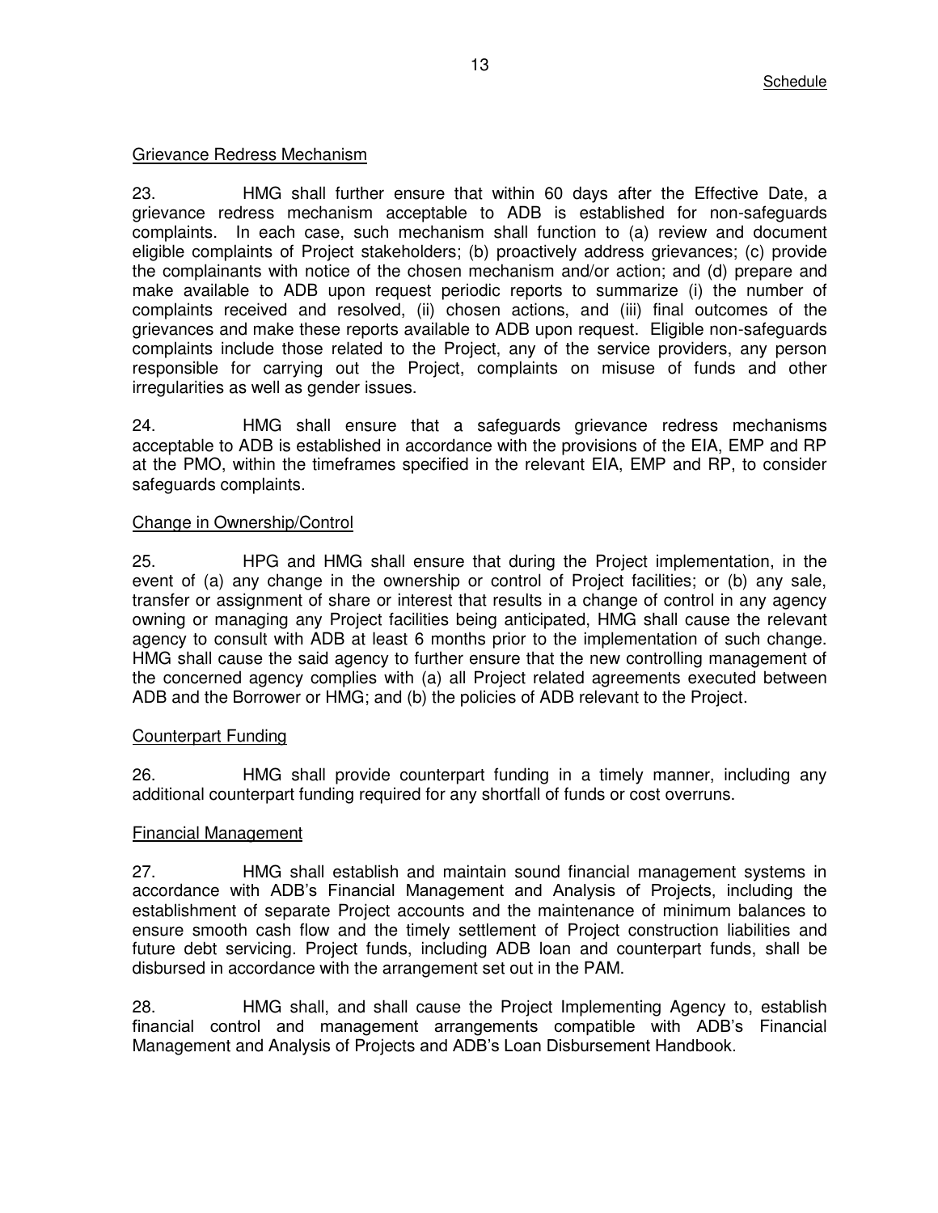Grievance Redress Mechanism

23. HMG shall further ensure that within 60 days after the Effective Date, a grievance redress mechanism acceptable to ADB is established for non-safeguards complaints. In each case, such mechanism shall function to (a) review and document eligible complaints of Project stakeholders; (b) proactively address grievances; (c) provide the complainants with notice of the chosen mechanism and/or action; and (d) prepare and make available to ADB upon request periodic reports to summarize (i) the number of complaints received and resolved, (ii) chosen actions, and (iii) final outcomes of the grievances and make these reports available to ADB upon request. Eligible non-safeguards complaints include those related to the Project, any of the service providers, any person responsible for carrying out the Project, complaints on misuse of funds and other irregularities as well as gender issues.

24. HMG shall ensure that a safeguards grievance redress mechanisms acceptable to ADB is established in accordance with the provisions of the EIA, EMP and RP at the PMO, within the timeframes specified in the relevant EIA, EMP and RP, to consider safeguards complaints.

Change in Ownership/Control

25. HPG and HMG shall ensure that during the Project implementation, in the event of (a) any change in the ownership or control of Project facilities; or (b) any sale, transfer or assignment of share or interest that results in a change of control in any agency owning or managing any Project facilities being anticipated, HMG shall cause the relevant agency to consult with ADB at least 6 months prior to the implementation of such change. HMG shall cause the said agency to further ensure that the new controlling management of the concerned agency complies with (a) all Project related agreements executed between ADB and the Borrower or HMG; and (b) the policies of ADB relevant to the Project.

Counterpart Funding

26. HMG shall provide counterpart funding in a timely manner, including any additional counterpart funding required for any shortfall of funds or cost overruns.

Financial Management

27. HMG shall establish and maintain sound financial management systems in accordance with ADB's Financial Management and Analysis of Projects, including the establishment of separate Project accounts and the maintenance of minimum balances to ensure smooth cash flow and the timely settlement of Project construction liabilities and future debt servicing. Project funds, including ADB loan and counterpart funds, shall be disbursed in accordance with the arrangement set out in the PAM.

28. HMG shall, and shall cause the Project Implementing Agency to, establish financial control and management arrangements compatible with ADB's Financial Management and Analysis of Projects and ADB's Loan Disbursement Handbook.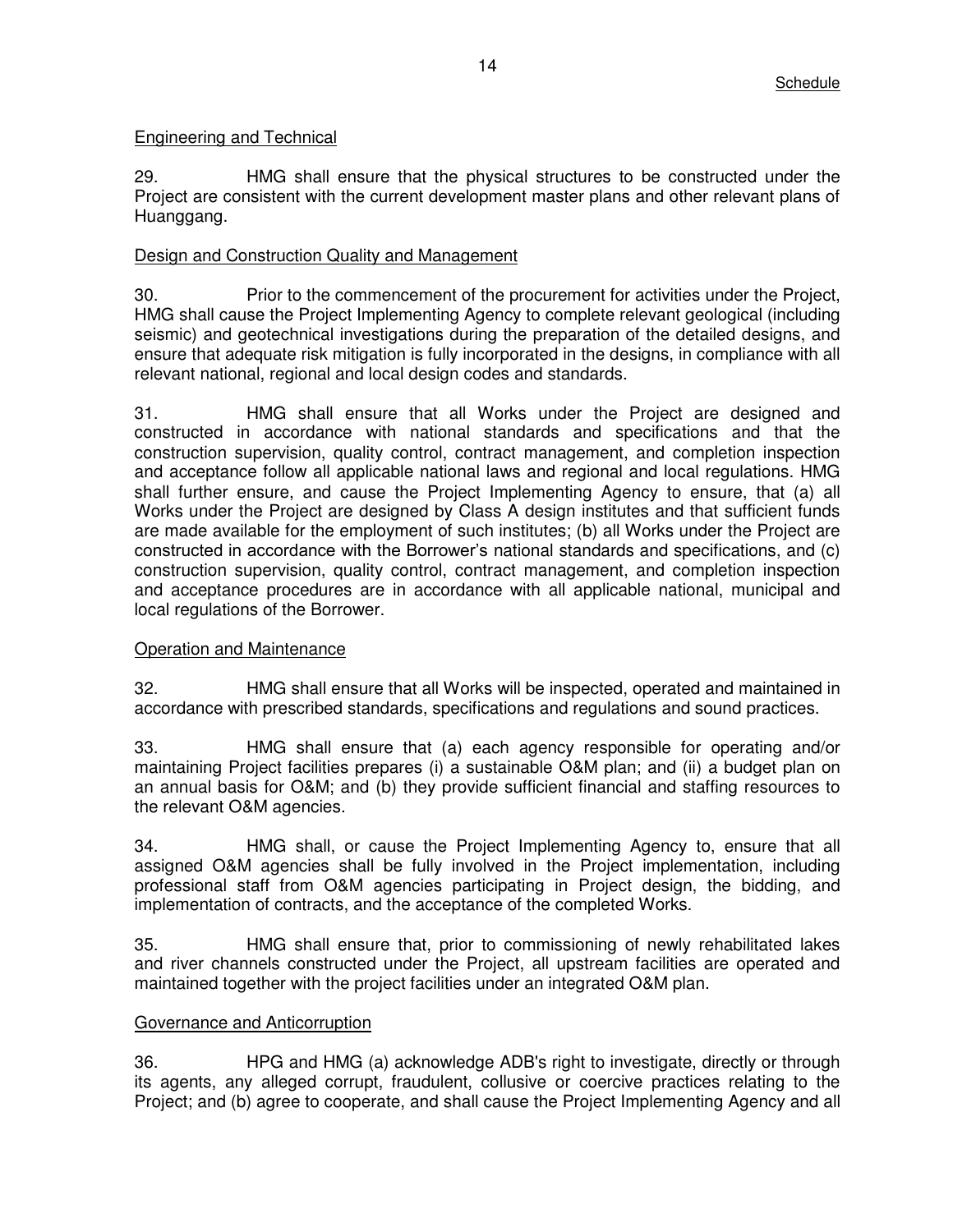Engineering and Technical

29. HMG shall ensure that the physical structures to be constructed under the Project are consistent with the current development master plans and other relevant plans of Huanggang.

Design and Construction Quality and Management

30. Prior to the commencement of the procurement for activities under the Project, HMG shall cause the Project Implementing Agency to complete relevant geological (including seismic) and geotechnical investigations during the preparation of the detailed designs, and ensure that adequate risk mitigation is fully incorporated in the designs, in compliance with all relevant national, regional and local design codes and standards.

31. HMG shall ensure that all Works under the Project are designed and constructed in accordance with national standards and specifications and that the construction supervision, quality control, contract management, and completion inspection and acceptance follow all applicable national laws and regional and local regulations. HMG shall further ensure, and cause the Project Implementing Agency to ensure, that (a) all Works under the Project are designed by Class A design institutes and that sufficient funds are made available for the employment of such institutes; (b) all Works under the Project are constructed in accordance with the Borrower's national standards and specifications, and (c) construction supervision, quality control, contract management, and completion inspection and acceptance procedures are in accordance with all applicable national, municipal and local regulations of the Borrower.

Operation and Maintenance

32. HMG shall ensure that all Works will be inspected, operated and maintained in accordance with prescribed standards, specifications and regulations and sound practices.

33. HMG shall ensure that (a) each agency responsible for operating and/or maintaining Project facilities prepares (i) a sustainable O&M plan; and (ii) a budget plan on an annual basis for O&M; and (b) they provide sufficient financial and staffing resources to the relevant O&M agencies.

34. HMG shall, or cause the Project Implementing Agency to, ensure that all assigned O&M agencies shall be fully involved in the Project implementation, including professional staff from O&M agencies participating in Project design, the bidding, and implementation of contracts, and the acceptance of the completed Works.

35. HMG shall ensure that, prior to commissioning of newly rehabilitated lakes and river channels constructed under the Project, all upstream facilities are operated and maintained together with the project facilities under an integrated O&M plan.

Governance and Anticorruption

36. HPG and HMG (a) acknowledge ADB's right to investigate, directly or through its agents, any alleged corrupt, fraudulent, collusive or coercive practices relating to the Project; and (b) agree to cooperate, and shall cause the Project Implementing Agency and all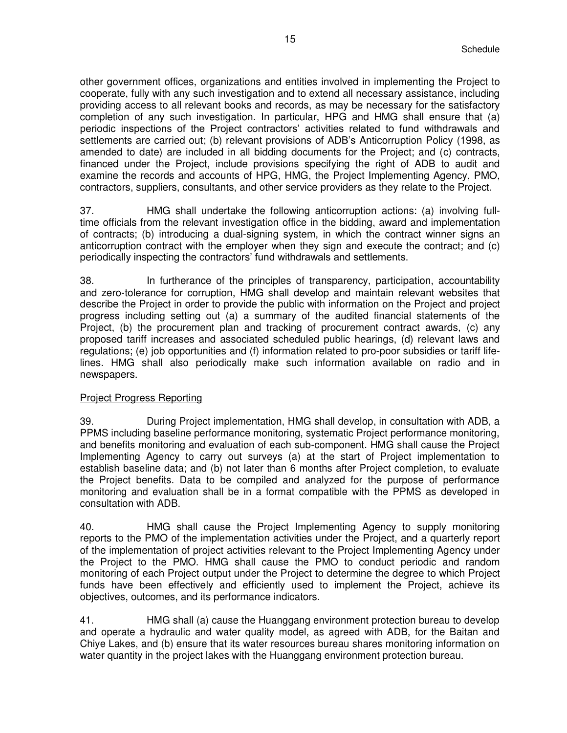other government offices, organizations and entities involved in implementing the Project to cooperate, fully with any such investigation and to extend all necessary assistance, including providing access to all relevant books and records, as may be necessary for the satisfactory completion of any such investigation. In particular, HPG and HMG shall ensure that (a) periodic inspections of the Project contractors' activities related to fund withdrawals and settlements are carried out; (b) relevant provisions of ADB's Anticorruption Policy (1998, as amended to date) are included in all bidding documents for the Project; and (c) contracts, financed under the Project, include provisions specifying the right of ADB to audit and examine the records and accounts of HPG, HMG, the Project Implementing Agency, PMO, contractors, suppliers, consultants, and other service providers as they relate to the Project.

37. HMG shall undertake the following anticorruption actions: (a) involving full-time officials from the relevant investigation office in the bidding, award and implementation of contracts; (b) introducing a dual-signing system, in which the contract winner signs an anticorruption contract with the employer when they sign and execute the contract; and (c) periodically inspecting the contractors' fund withdrawals and settlements.

38. In furtherance of the principles of transparency, participation, accountability and zero-tolerance for corruption, HMG shall develop and maintain relevant websites that describe the Project in order to provide the public with information on the Project and project progress including setting out (a) a summary of the audited financial statements of the Project, (b) the procurement plan and tracking of procurement contract awards, (c) any proposed tariff increases and associated scheduled public hearings, (d) relevant laws and regulations; (e) job opportunities and (f) information related to pro-poor subsidies or tariff life-lines. HMG shall also periodically make such information available on radio and in newspapers.

## Project Progress Reporting

39. During Project implementation, HMG shall develop, in consultation with ADB, a PPMS including baseline performance monitoring, systematic Project performance monitoring, and benefits monitoring and evaluation of each sub-component. HMG shall cause the Project Implementing Agency to carry out surveys (a) at the start of Project implementation to establish baseline data; and (b) not later than 6 months after Project completion, to evaluate the Project benefits. Data to be compiled and analyzed for the purpose of performance monitoring and evaluation shall be in a format compatible with the PPMS as developed in consultation with ADB.

40. HMG shall cause the Project Implementing Agency to supply monitoring reports to the PMO of the implementation activities under the Project, and a quarterly report of the implementation of project activities relevant to the Project Implementing Agency under the Project to the PMO. HMG shall cause the PMO to conduct periodic and random monitoring of each Project output under the Project to determine the degree to which Project funds have been effectively and efficiently used to implement the Project, achieve its objectives, outcomes, and its performance indicators.

41. HMG shall (a) cause the Huanggang environment protection bureau to develop and operate a hydraulic and water quality model, as agreed with ADB, for the Baitan and Chiye Lakes, and (b) ensure that its water resources bureau shares monitoring information on water quantity in the project lakes with the Huanggang environment protection bureau.